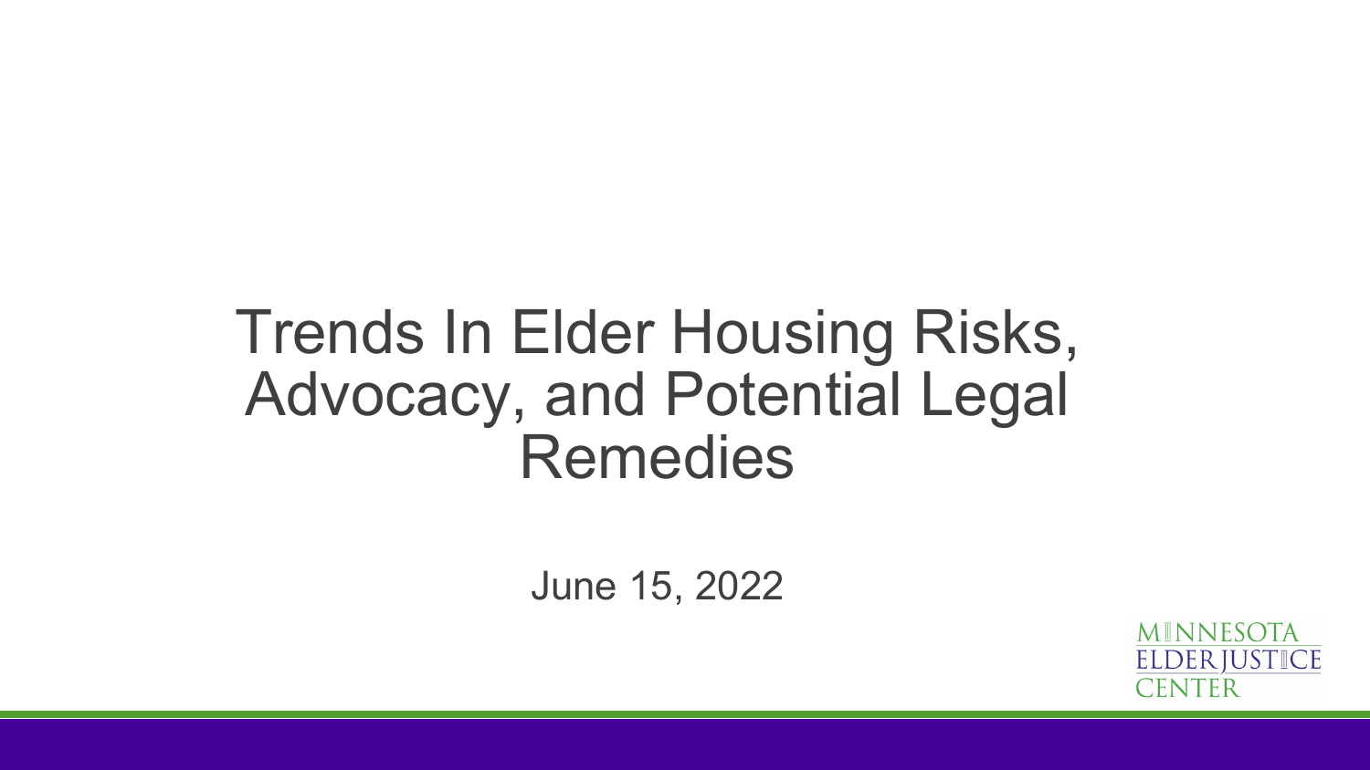# Trends In Elder Housing Risks, Advocacy, and Potential Legal Remedies

June 15, 2022

MINNESOTA ELDER JUSTICE CENTER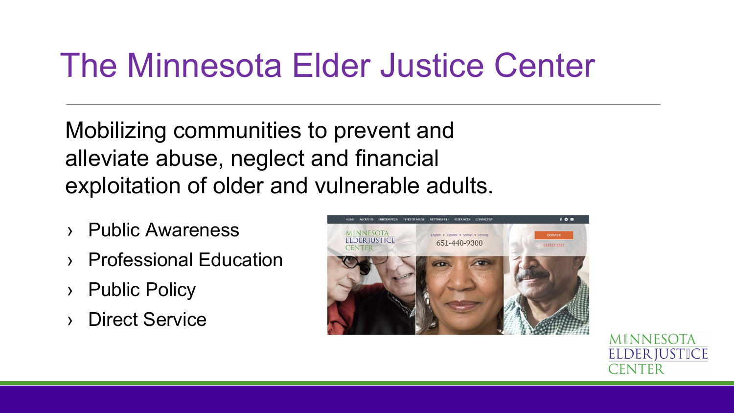# The Minnesota Elder Justice Center

Mobilizing communities to prevent and alleviate abuse, neglect and financial exploitation of older and vulnerable adults.

- Public Awareness
- Professional Education
- Public Policy
- Direct Service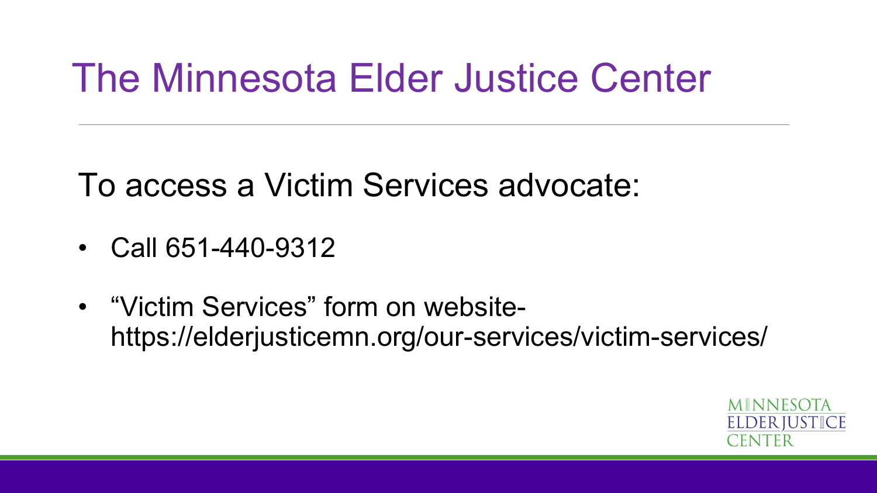# The Minnesota Elder Justice Center

To access a Victim Services advocate:

- Call 651-440-9312
- "Victim Services" form on website- https://elderjusticemn.org/our-services/victim-services/

MINNESOTA ELDER JUSTICE CENTER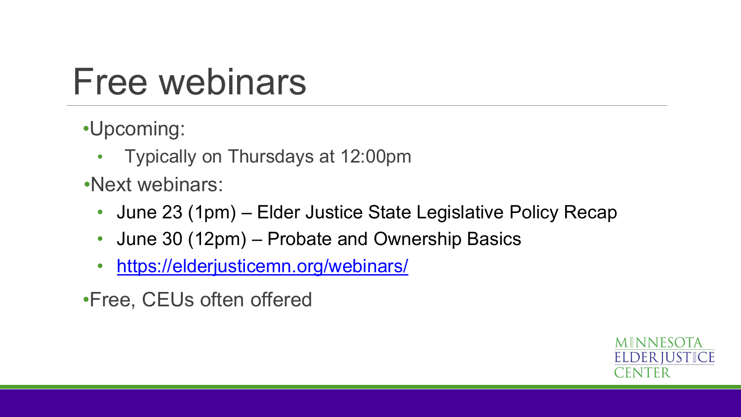# Free webinars

- Upcoming:
  - Typically on Thursdays at 12:00pm
- Next webinars:
  - June 23 (1pm) – Elder Justice State Legislative Policy Recap
  - June 30 (12pm) – Probate and Ownership Basics
  - https://elderjusticemn.org/webinars/
- Free, CEUs often offered

MINNESOTA ELDER JUSTICE CENTER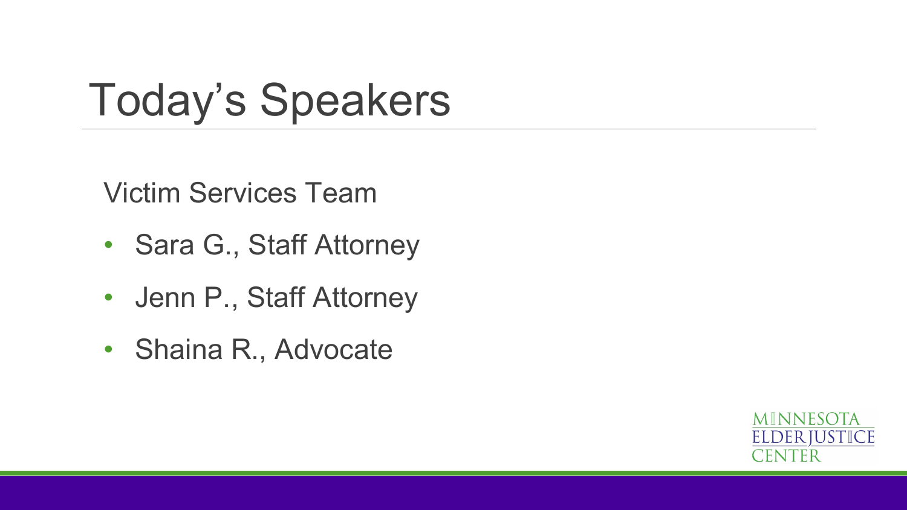# Today's Speakers

Victim Services Team

- Sara G., Staff Attorney
- Jenn P., Staff Attorney
- Shaina R., Advocate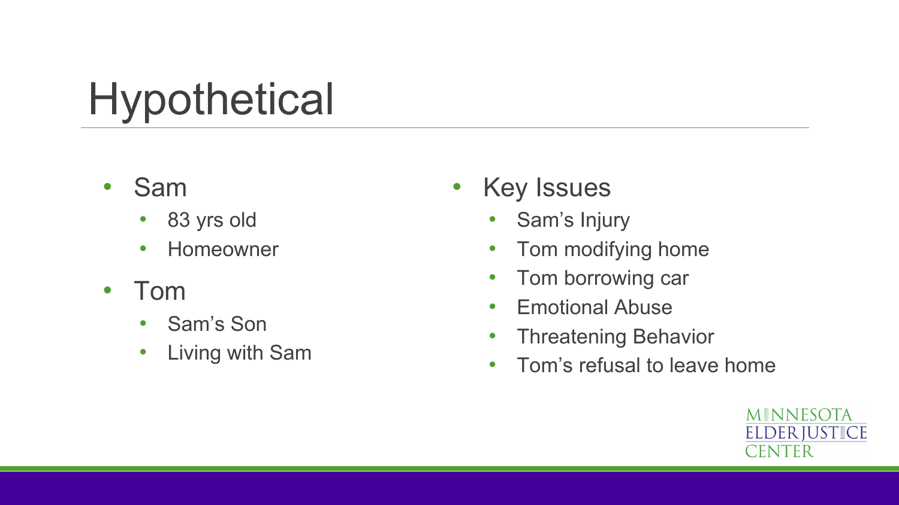# Hypothetical

- Sam
  - 83 yrs old
  - Homeowner
- Tom
  - Sam's Son
  - Living with Sam

- Key Issues
  - Sam's Injury
  - Tom modifying home
  - Tom borrowing car
  - Emotional Abuse
  - Threatening Behavior
  - Tom's refusal to leave home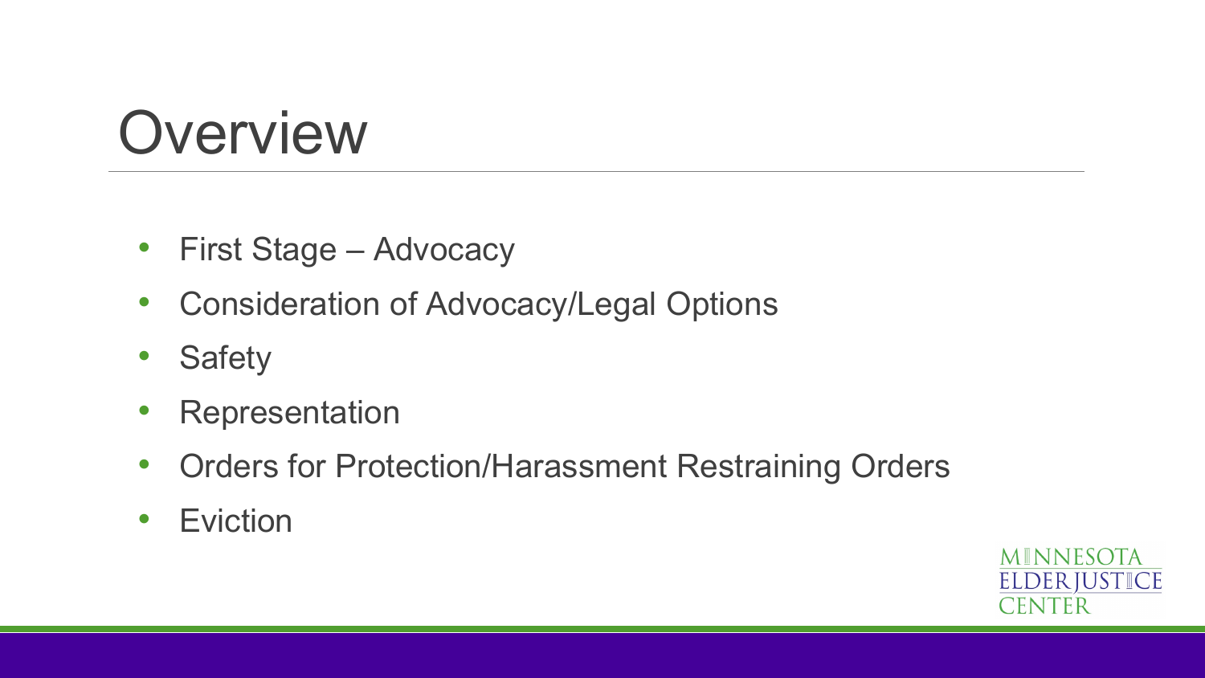# Overview

- First Stage – Advocacy
- Consideration of Advocacy/Legal Options
- Safety
- Representation
- Orders for Protection/Harassment Restraining Orders
- Eviction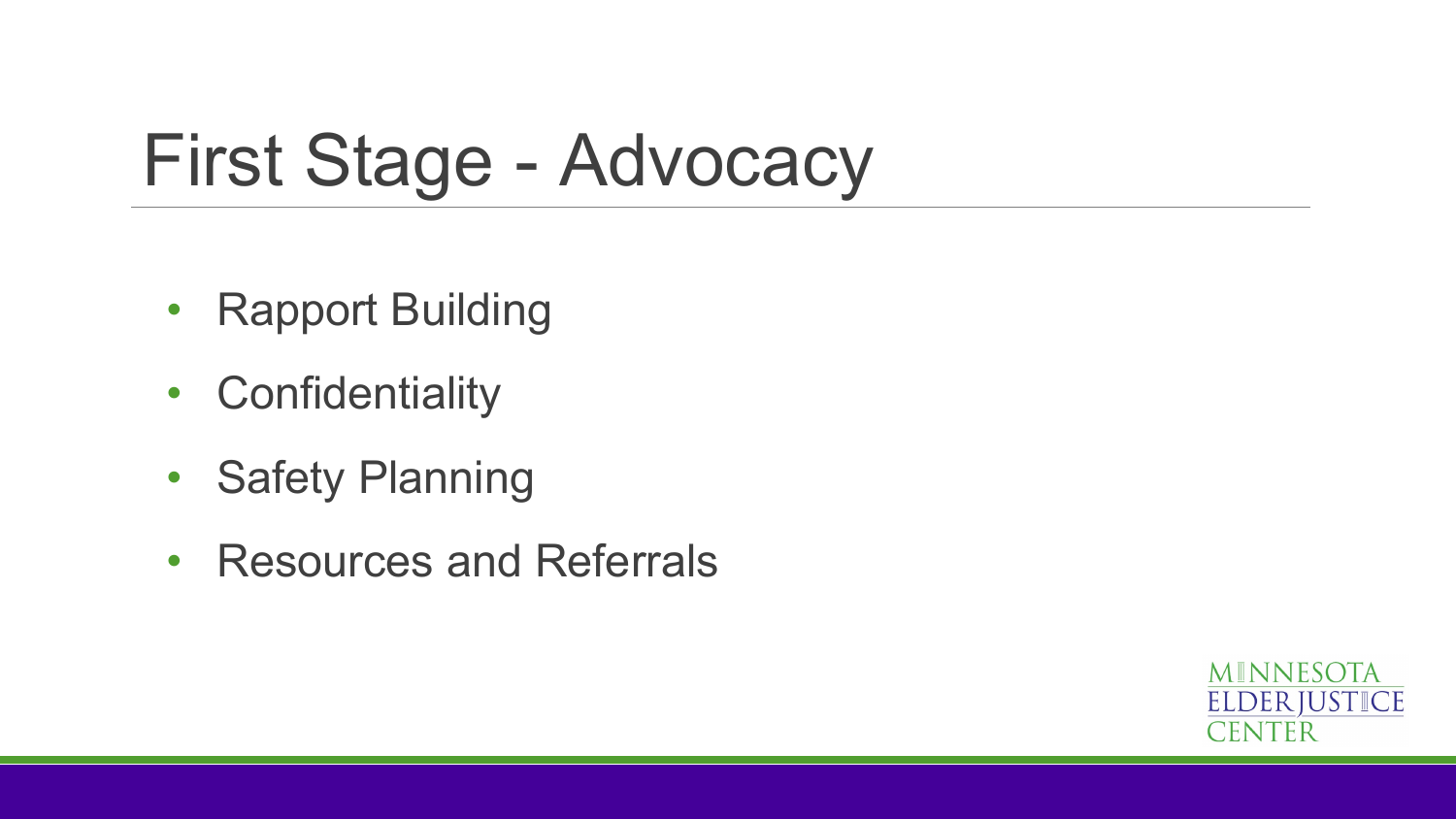# First Stage - Advocacy

- Rapport Building
- Confidentiality
- Safety Planning
- Resources and Referrals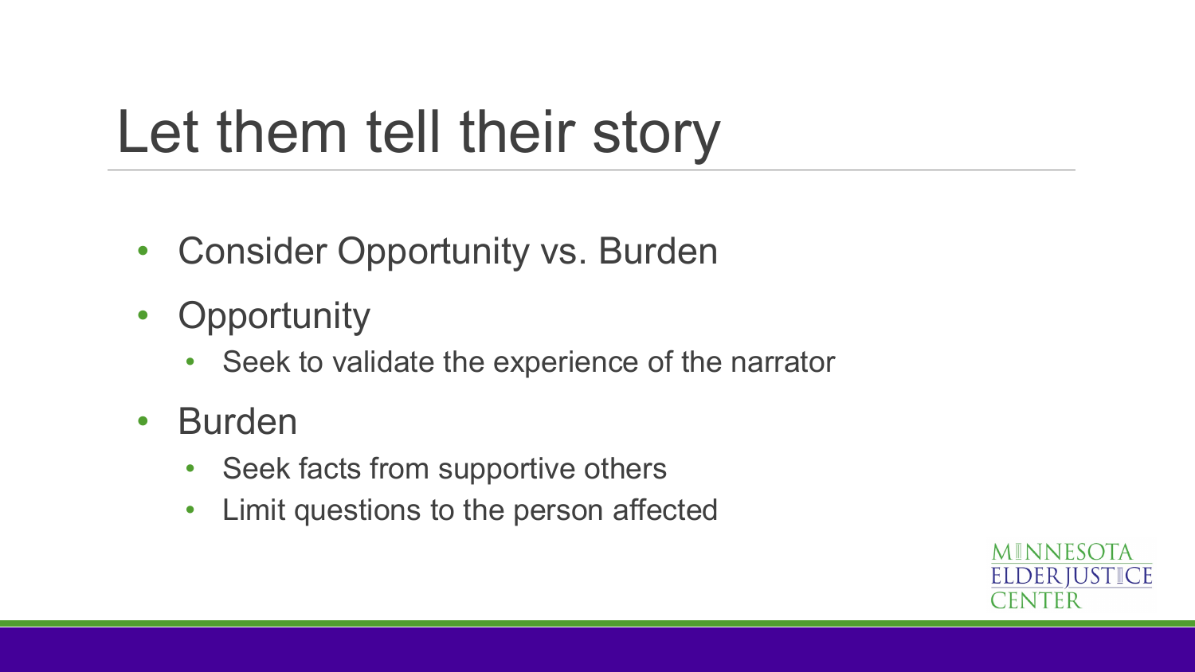# Let them tell their story

- Consider Opportunity vs. Burden
- Opportunity
  - Seek to validate the experience of the narrator
- Burden
  - Seek facts from supportive others
  - Limit questions to the person affected

MINNESOTA ELDER JUSTICE CENTER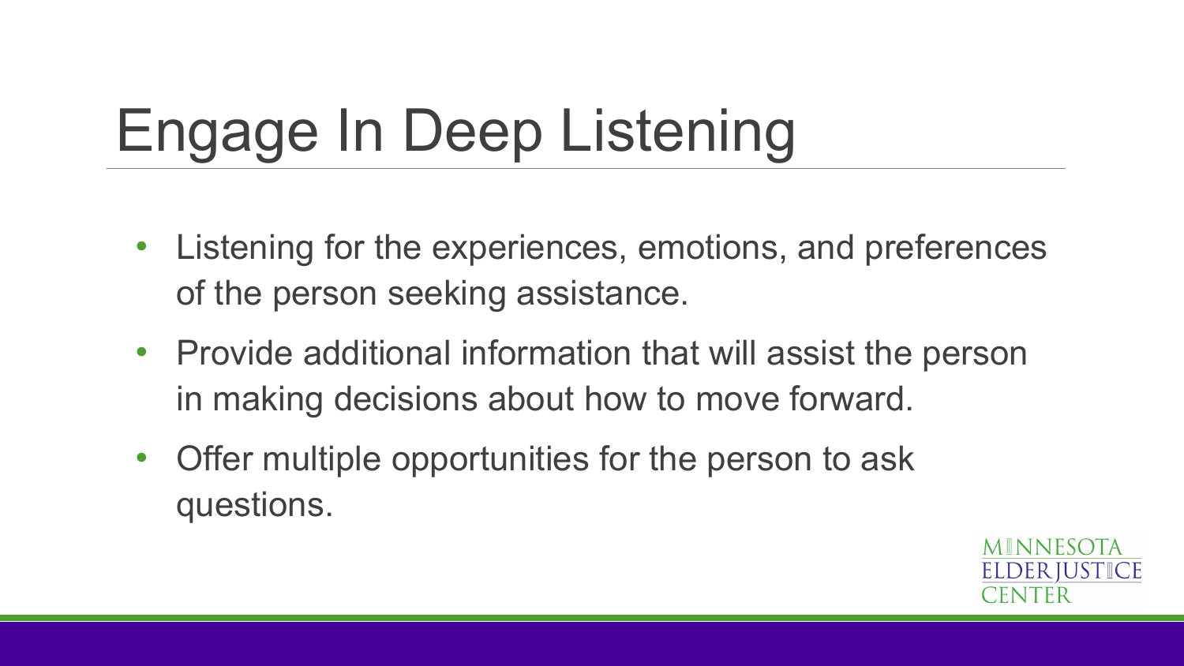# Engage In Deep Listening

- Listening for the experiences, emotions, and preferences of the person seeking assistance.
- Provide additional information that will assist the person in making decisions about how to move forward.
- Offer multiple opportunities for the person to ask questions.

MINNESOTA ELDER JUSTICE CENTER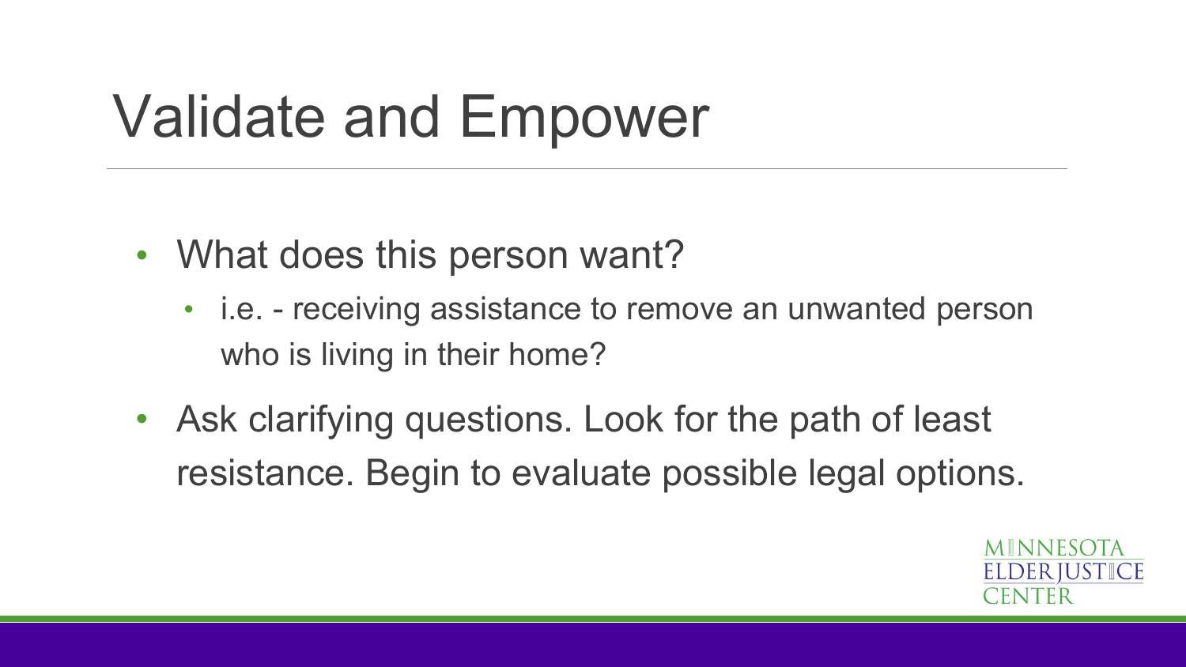# Validate and Empower

- What does this person want?
  - i.e. - receiving assistance to remove an unwanted person who is living in their home?
- Ask clarifying questions. Look for the path of least resistance. Begin to evaluate possible legal options.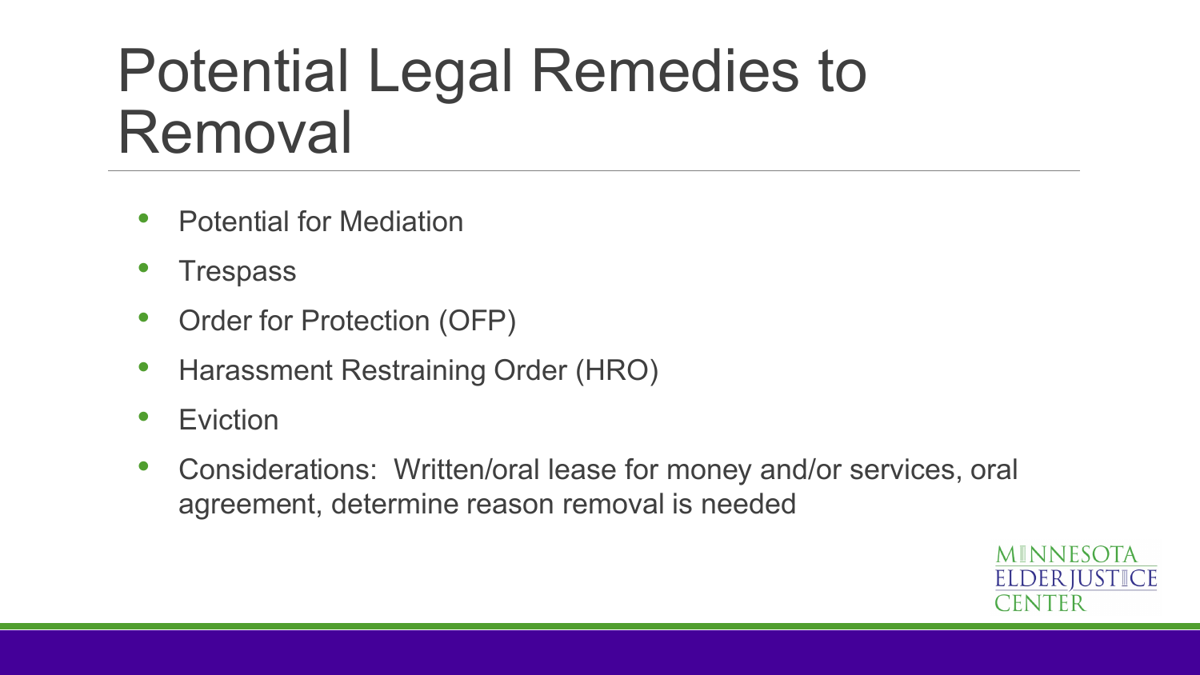# Potential Legal Remedies to Removal

- Potential for Mediation
- Trespass
- Order for Protection (OFP)
- Harassment Restraining Order (HRO)
- Eviction
- Considerations: Written/oral lease for money and/or services, oral agreement, determine reason removal is needed

MINNESOTA ELDER JUSTICE CENTER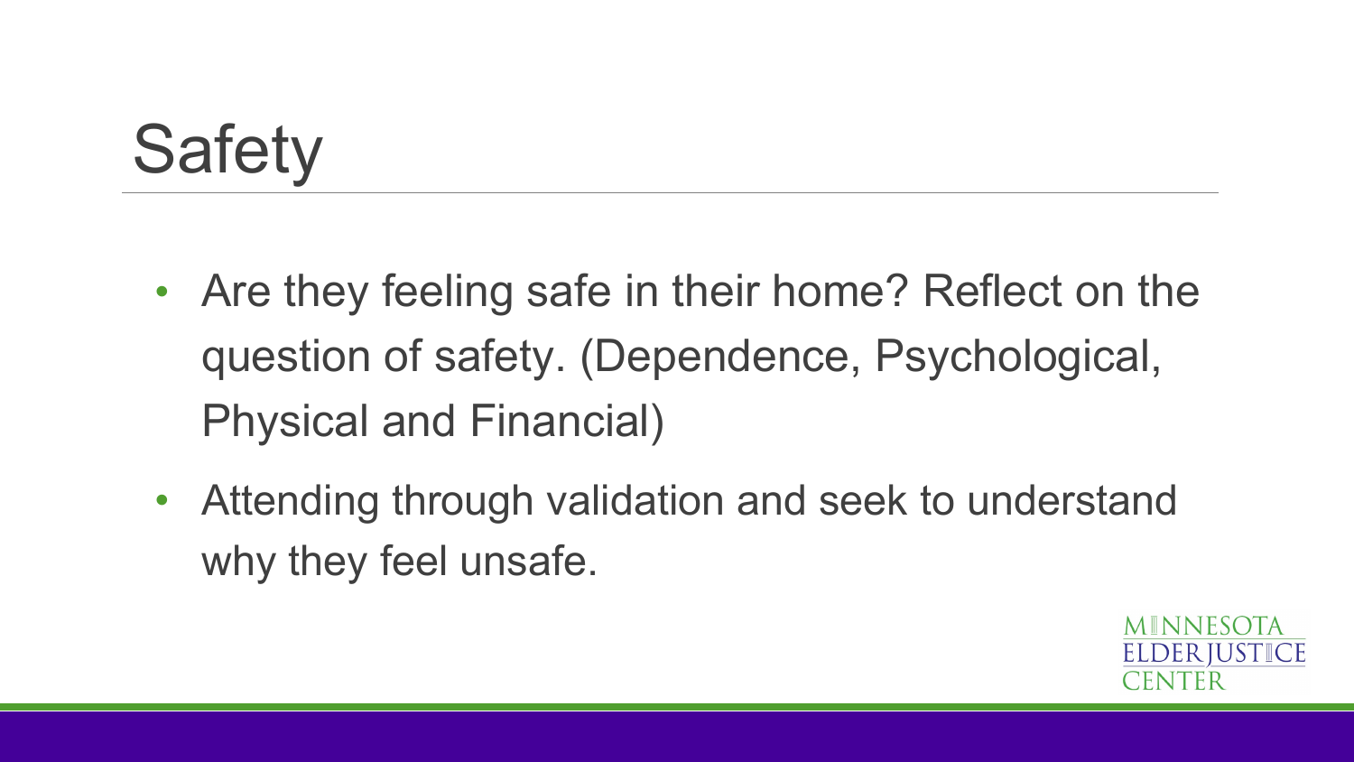# Safety

- Are they feeling safe in their home? Reflect on the question of safety. (Dependence, Psychological, Physical and Financial)
- Attending through validation and seek to understand why they feel unsafe.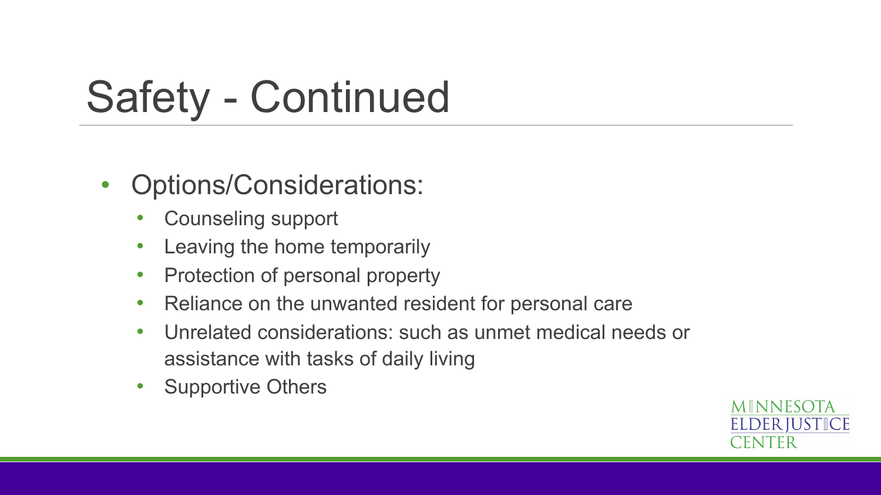# Safety - Continued

- Options/Considerations:
  - Counseling support
  - Leaving the home temporarily
  - Protection of personal property
  - Reliance on the unwanted resident for personal care
  - Unrelated considerations: such as unmet medical needs or assistance with tasks of daily living
  - Supportive Others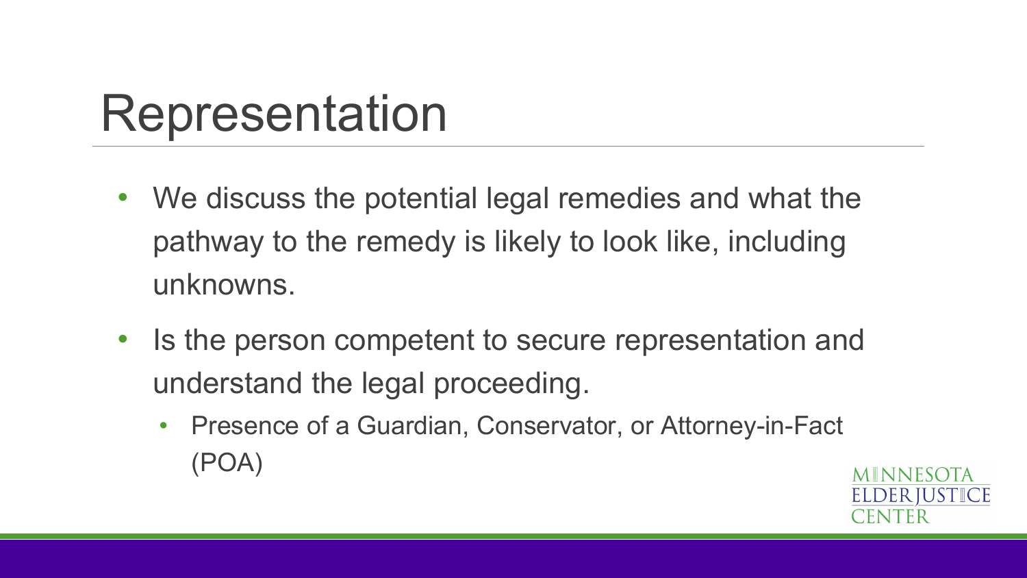# Representation

- We discuss the potential legal remedies and what the pathway to the remedy is likely to look like, including unknowns.
- Is the person competent to secure representation and understand the legal proceeding.
  - Presence of a Guardian, Conservator, or Attorney-in-Fact (POA)

MINNESOTA ELDER JUSTICE CENTER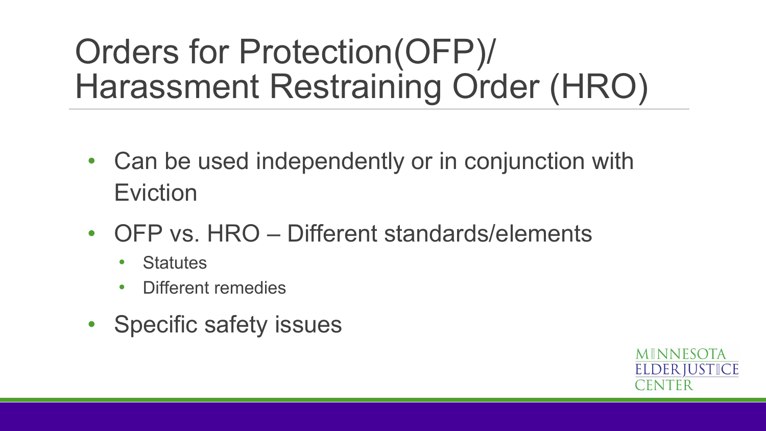# Orders for Protection(OFP)/ Harassment Restraining Order (HRO)

- Can be used independently or in conjunction with Eviction
- OFP vs. HRO – Different standards/elements
  - Statutes
  - Different remedies
- Specific safety issues

MINNESOTA ELDER JUSTICE CENTER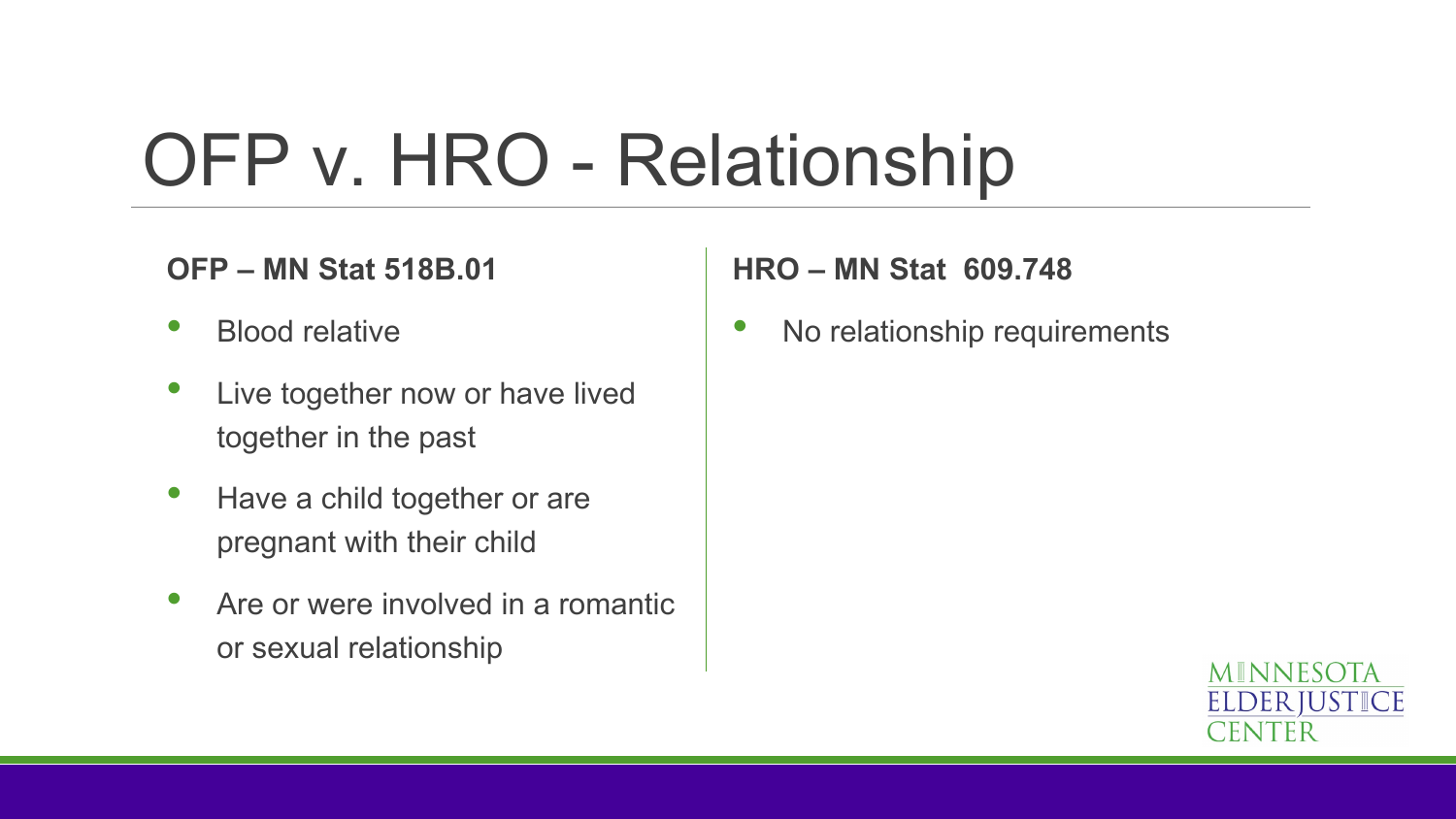# OFP v. HRO - Relationship

**OFP – MN Stat 518B.01**

- Blood relative
- Live together now or have lived together in the past
- Have a child together or are pregnant with their child
- Are or were involved in a romantic or sexual relationship

**HRO – MN Stat 609.748**

- No relationship requirements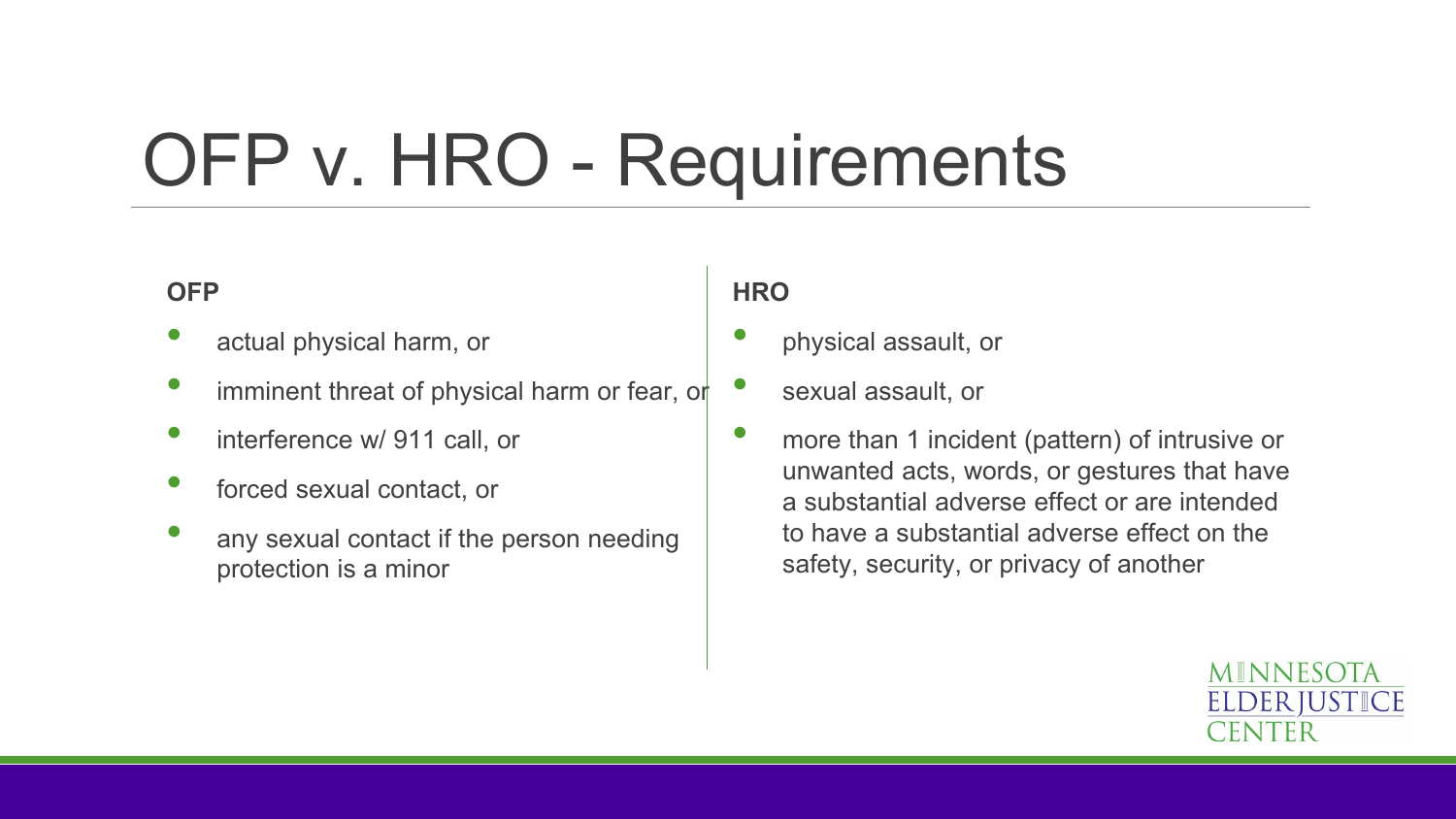# OFP v. HRO - Requirements

**OFP**

- actual physical harm, or
- imminent threat of physical harm or fear, or
- interference w/ 911 call, or
- forced sexual contact, or
- any sexual contact if the person needing protection is a minor

**HRO**

- physical assault, or
- sexual assault, or
- more than 1 incident (pattern) of intrusive or unwanted acts, words, or gestures that have a substantial adverse effect or are intended to have a substantial adverse effect on the safety, security, or privacy of another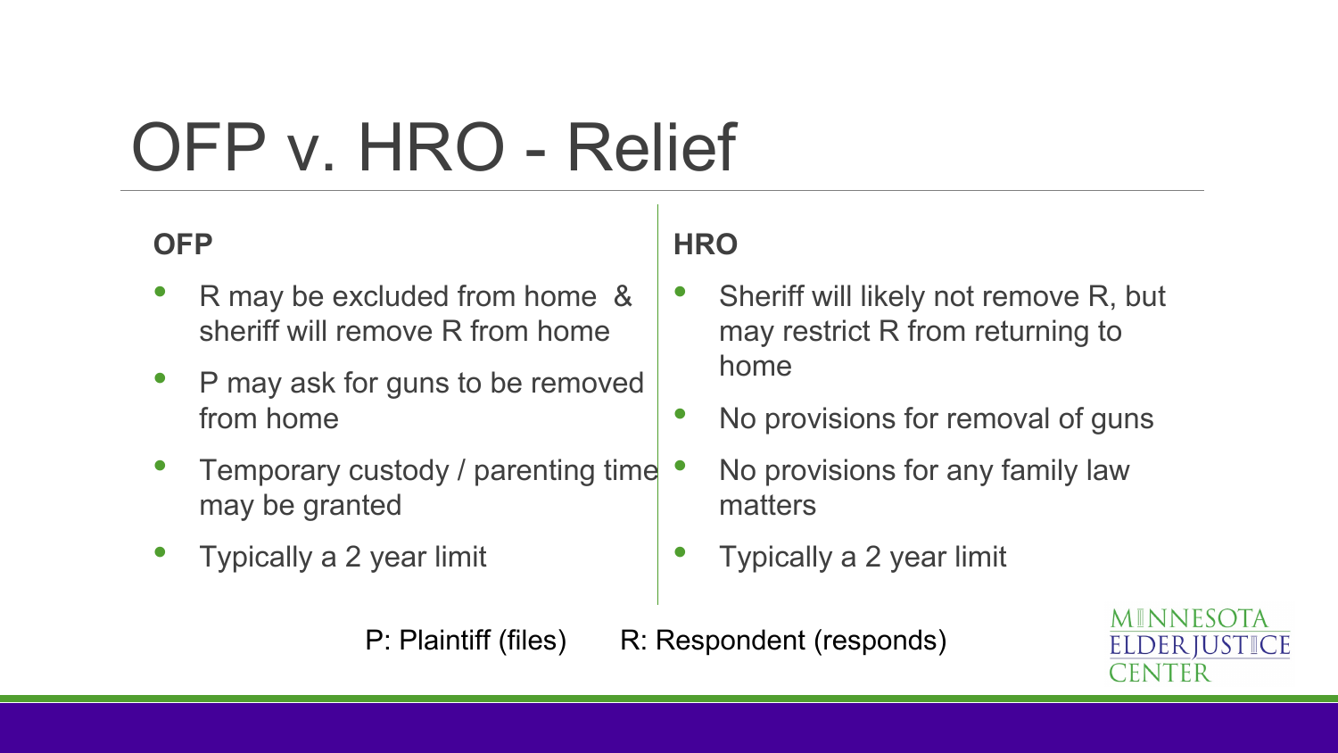# OFP v. HRO - Relief

**OFP**

- R may be excluded from home & sheriff will remove R from home
- P may ask for guns to be removed from home
- Temporary custody / parenting time may be granted
- Typically a 2 year limit

**HRO**

- Sheriff will likely not remove R, but may restrict R from returning to home
- No provisions for removal of guns
- No provisions for any family law matters
- Typically a 2 year limit

P: Plaintiff (files) R: Respondent (responds)

MINNESOTA ELDER JUSTICE CENTER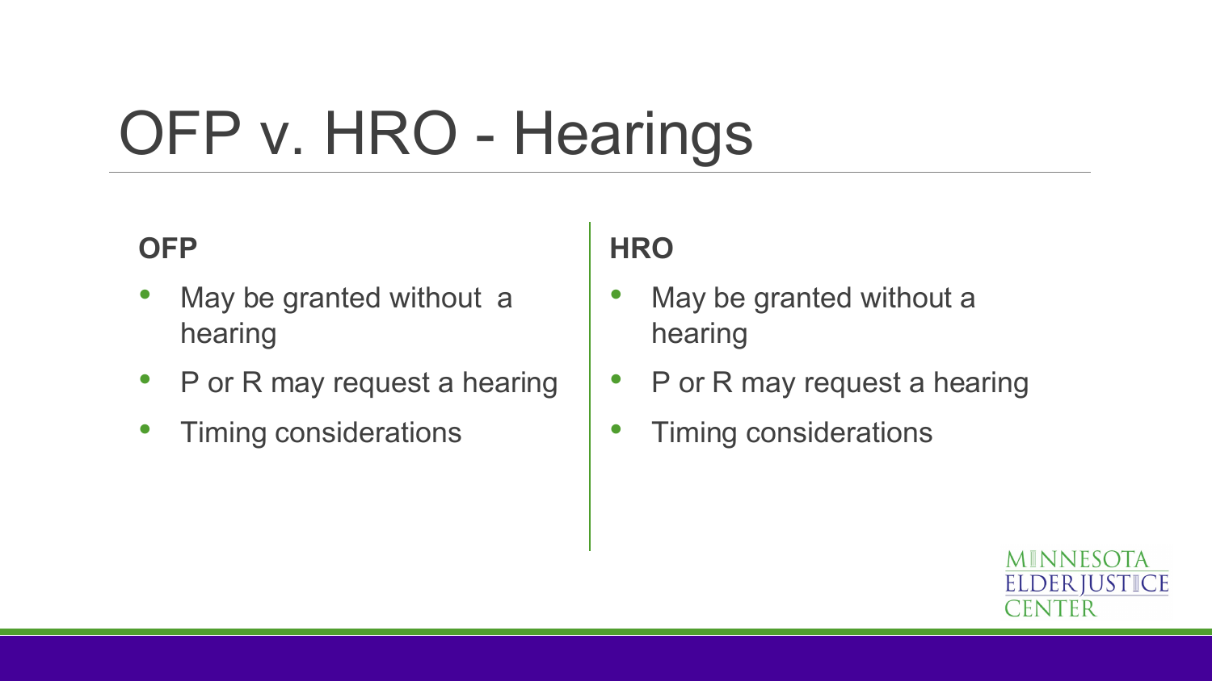# OFP v. HRO - Hearings

**OFP**

- May be granted without a hearing
- P or R may request a hearing
- Timing considerations

**HRO**

- May be granted without a hearing
- P or R may request a hearing
- Timing considerations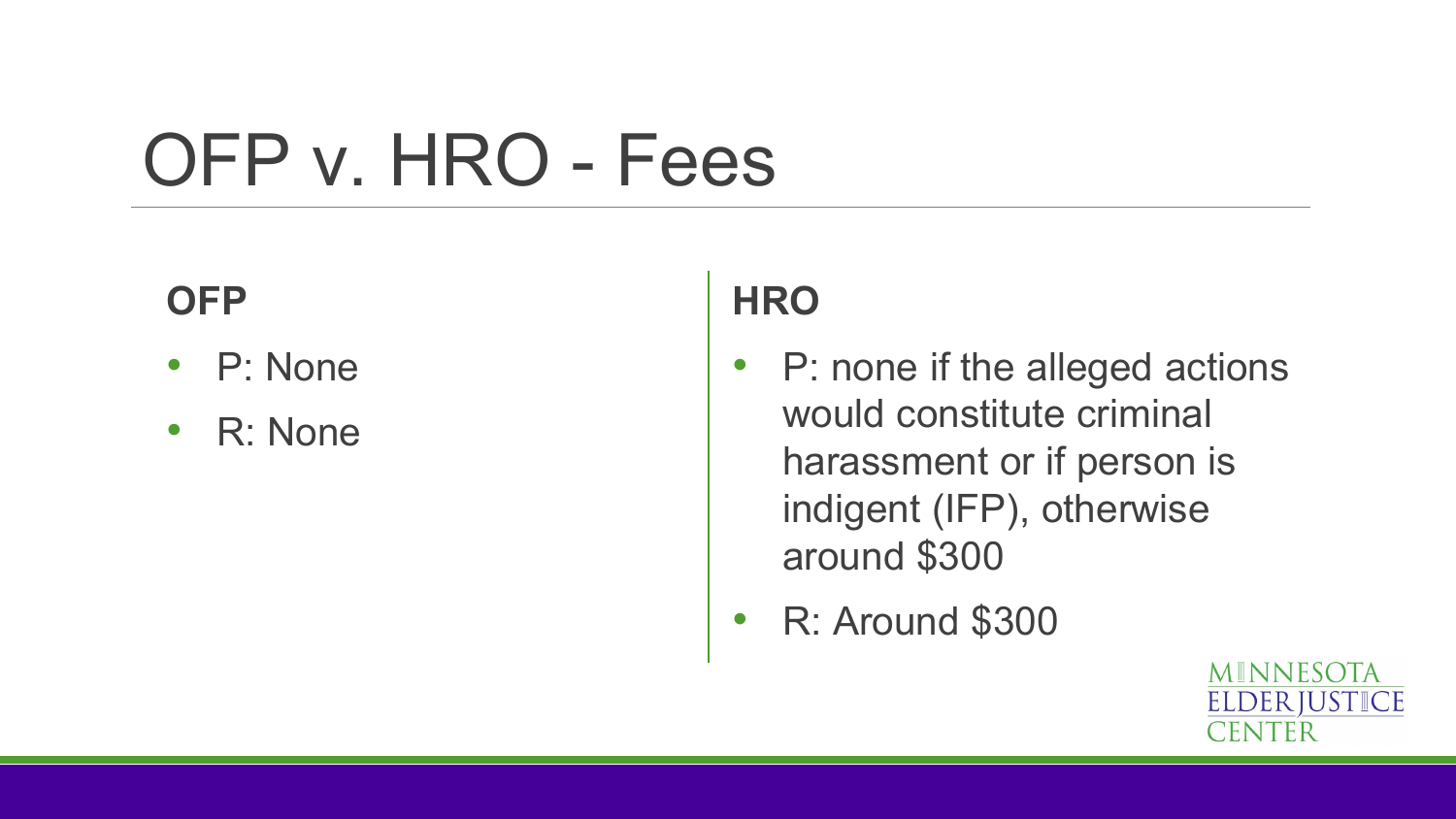# OFP v. HRO - Fees

### OFP

- P: None
- R: None

### HRO

- P: none if the alleged actions would constitute criminal harassment or if person is indigent (IFP), otherwise around $300
- R: Around $300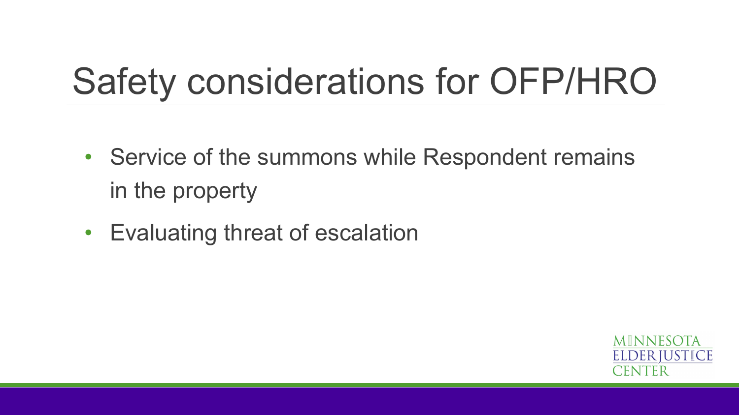# Safety considerations for OFP/HRO

- Service of the summons while Respondent remains in the property
- Evaluating threat of escalation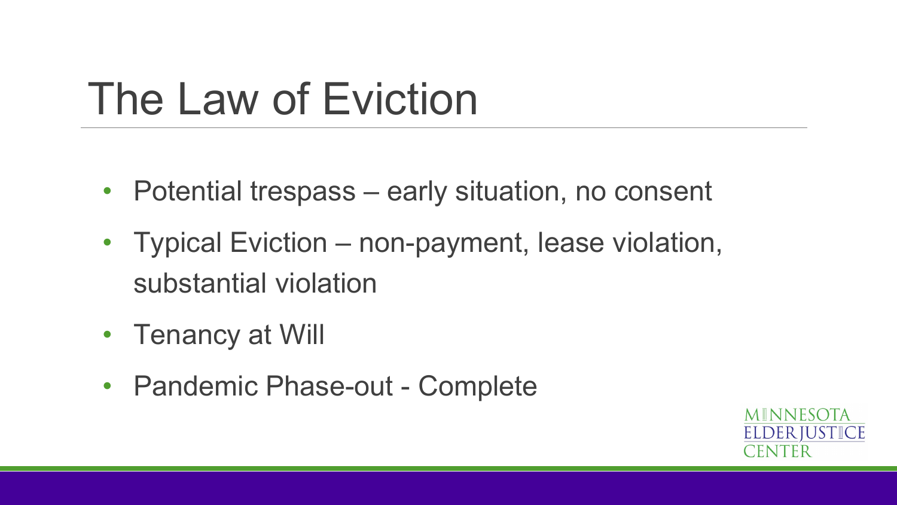# The Law of Eviction

- Potential trespass – early situation, no consent
- Typical Eviction – non-payment, lease violation, substantial violation
- Tenancy at Will
- Pandemic Phase-out - Complete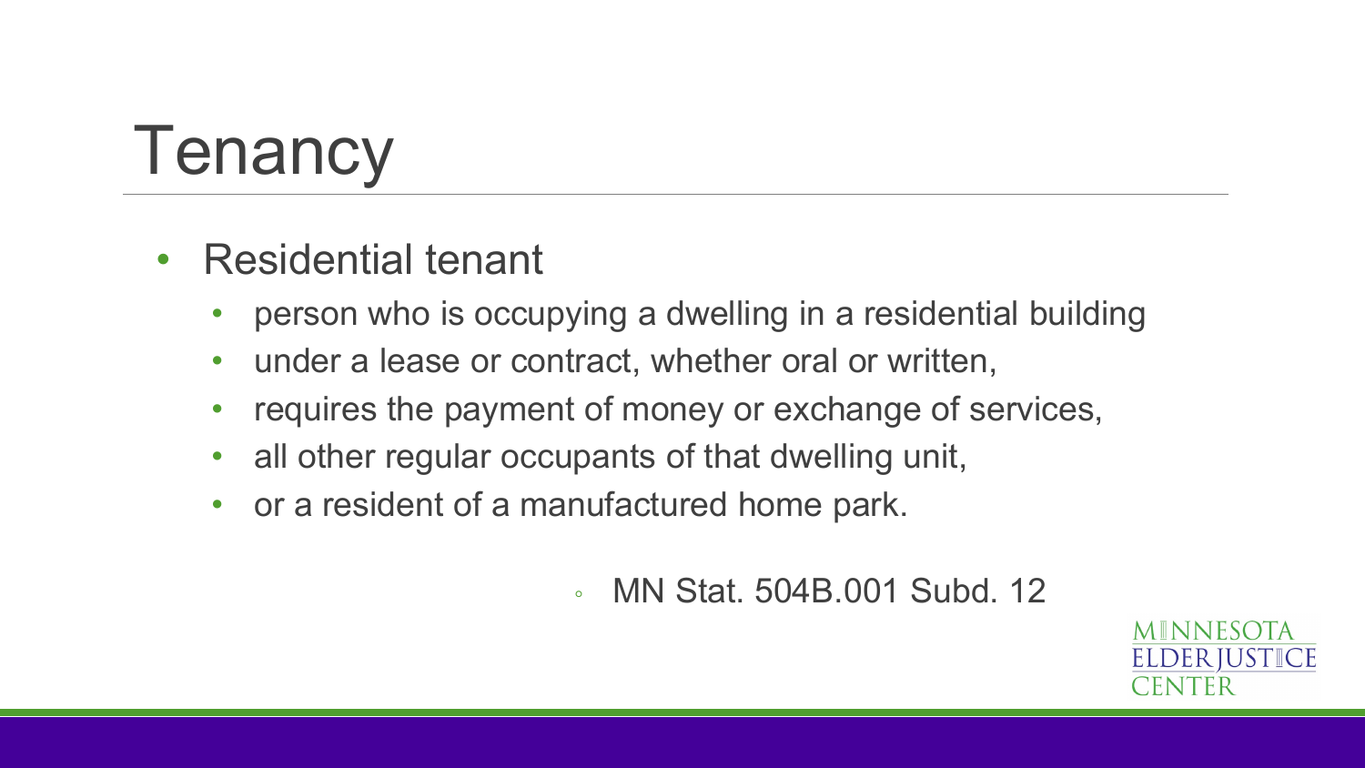# Tenancy

- Residential tenant
  - person who is occupying a dwelling in a residential building
  - under a lease or contract, whether oral or written,
  - requires the payment of money or exchange of services,
  - all other regular occupants of that dwelling unit,
  - or a resident of a manufactured home park.

    - MN Stat. 504B.001 Subd. 12

MINNESOTA ELDER JUSTICE CENTER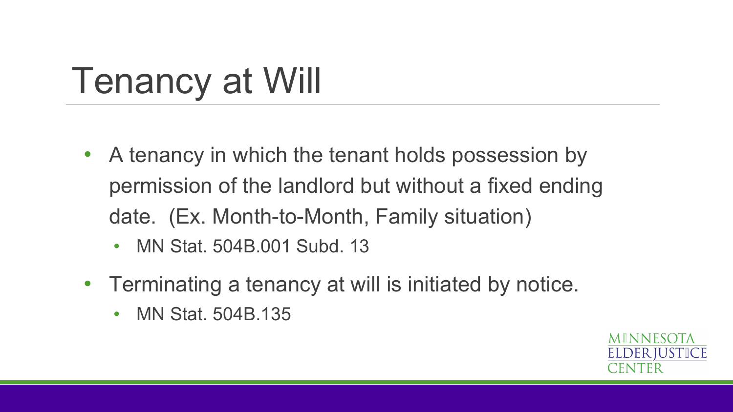# Tenancy at Will

- A tenancy in which the tenant holds possession by permission of the landlord but without a fixed ending date. (Ex. Month-to-Month, Family situation)
  - MN Stat. 504B.001 Subd. 13
- Terminating a tenancy at will is initiated by notice.
  - MN Stat. 504B.135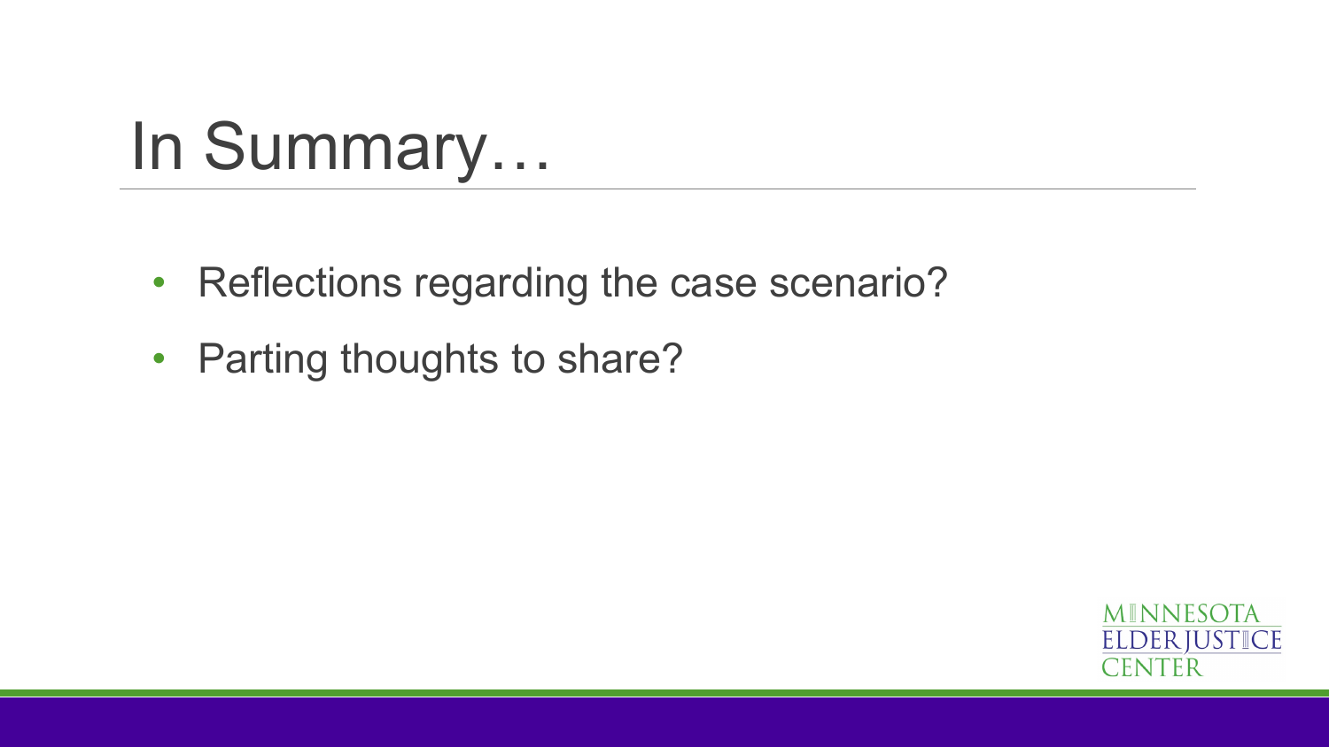# In Summary…

- Reflections regarding the case scenario?
- Parting thoughts to share?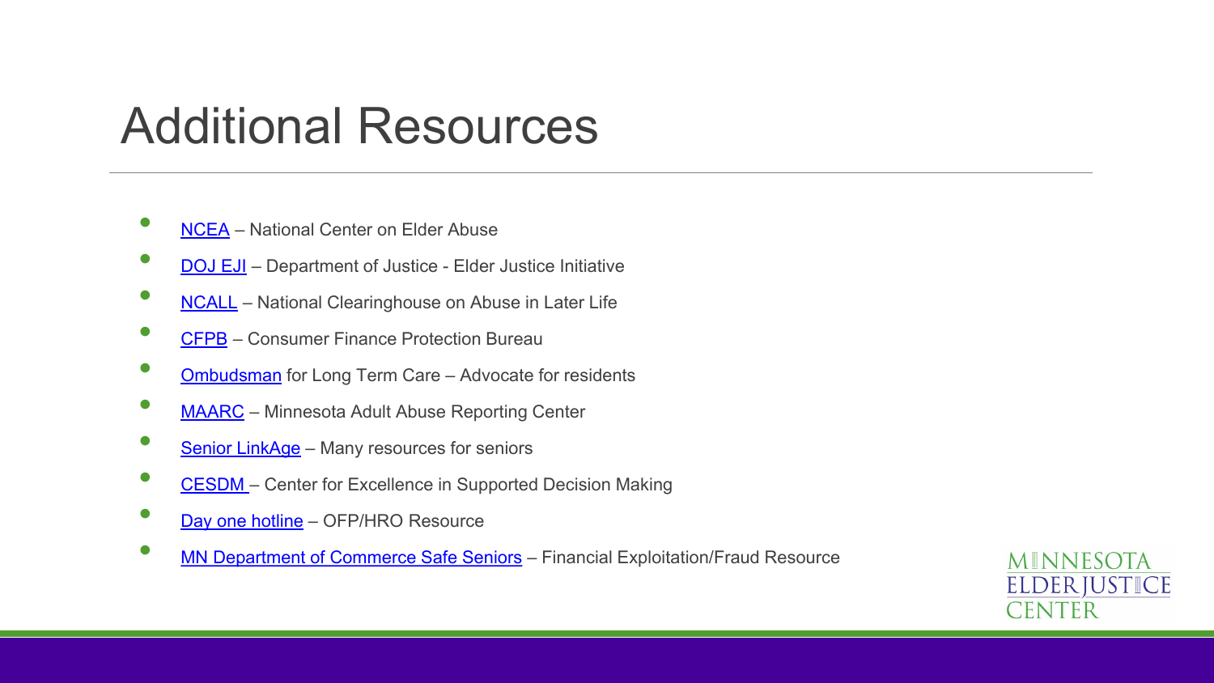# Additional Resources

- NCEA – National Center on Elder Abuse
- DOJ EJI – Department of Justice - Elder Justice Initiative
- NCALL – National Clearinghouse on Abuse in Later Life
- CFPB – Consumer Finance Protection Bureau
- Ombudsman for Long Term Care – Advocate for residents
- MAARC – Minnesota Adult Abuse Reporting Center
- Senior LinkAge – Many resources for seniors
- CESDM – Center for Excellence in Supported Decision Making
- Day one hotline – OFP/HRO Resource
- MN Department of Commerce Safe Seniors – Financial Exploitation/Fraud Resource

MINNESOTA ELDER JUSTICE CENTER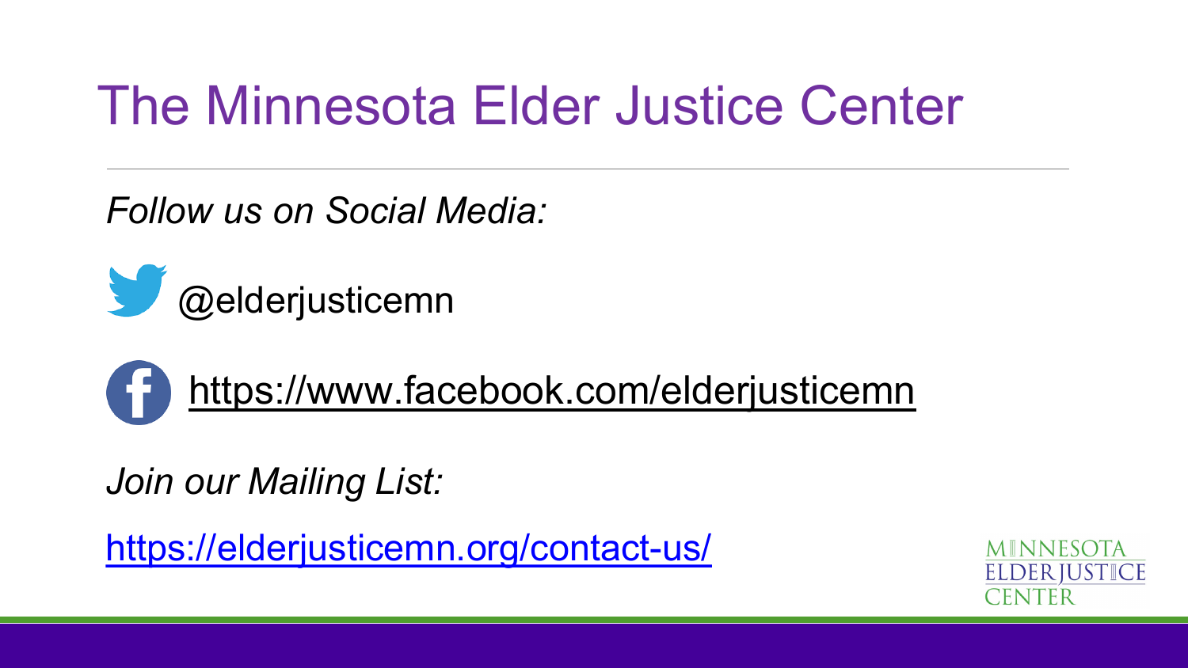# The Minnesota Elder Justice Center

*Follow us on Social Media:*

@elderjusticemn

https://www.facebook.com/elderjusticemn

*Join our Mailing List:*

https://elderjusticemn.org/contact-us/

MINNESOTA ELDER JUSTICE CENTER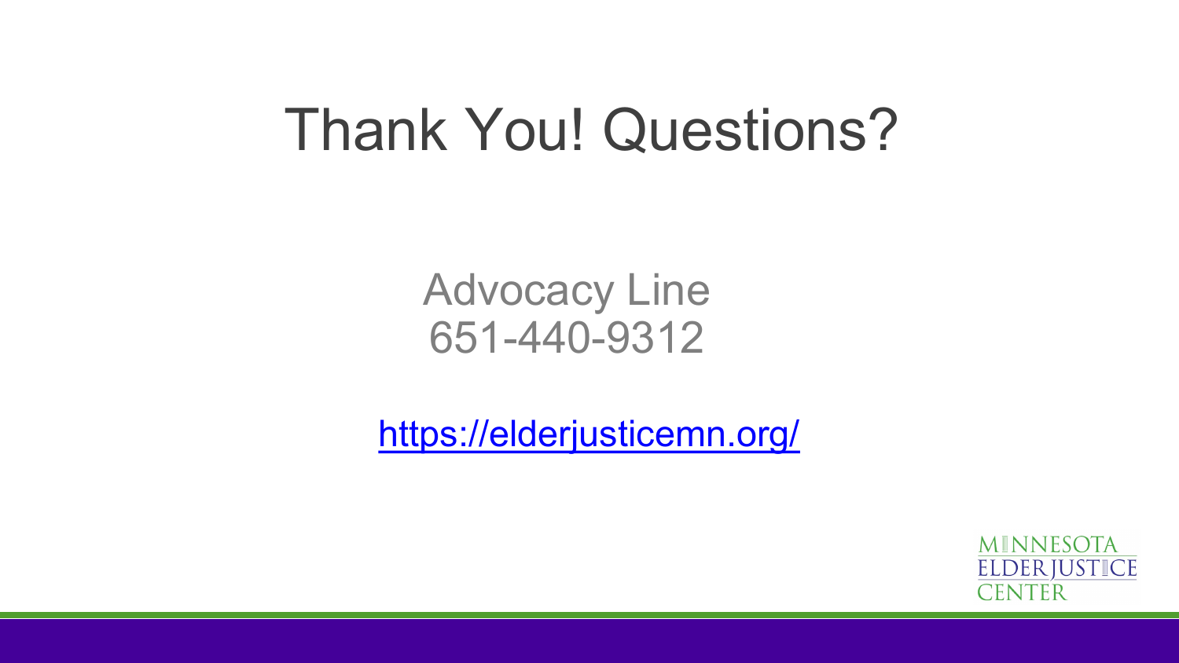# Thank You! Questions?

Advocacy Line
651-440-9312

https://elderjusticemn.org/

MINNESOTA
ELDER JUSTICE
CENTER